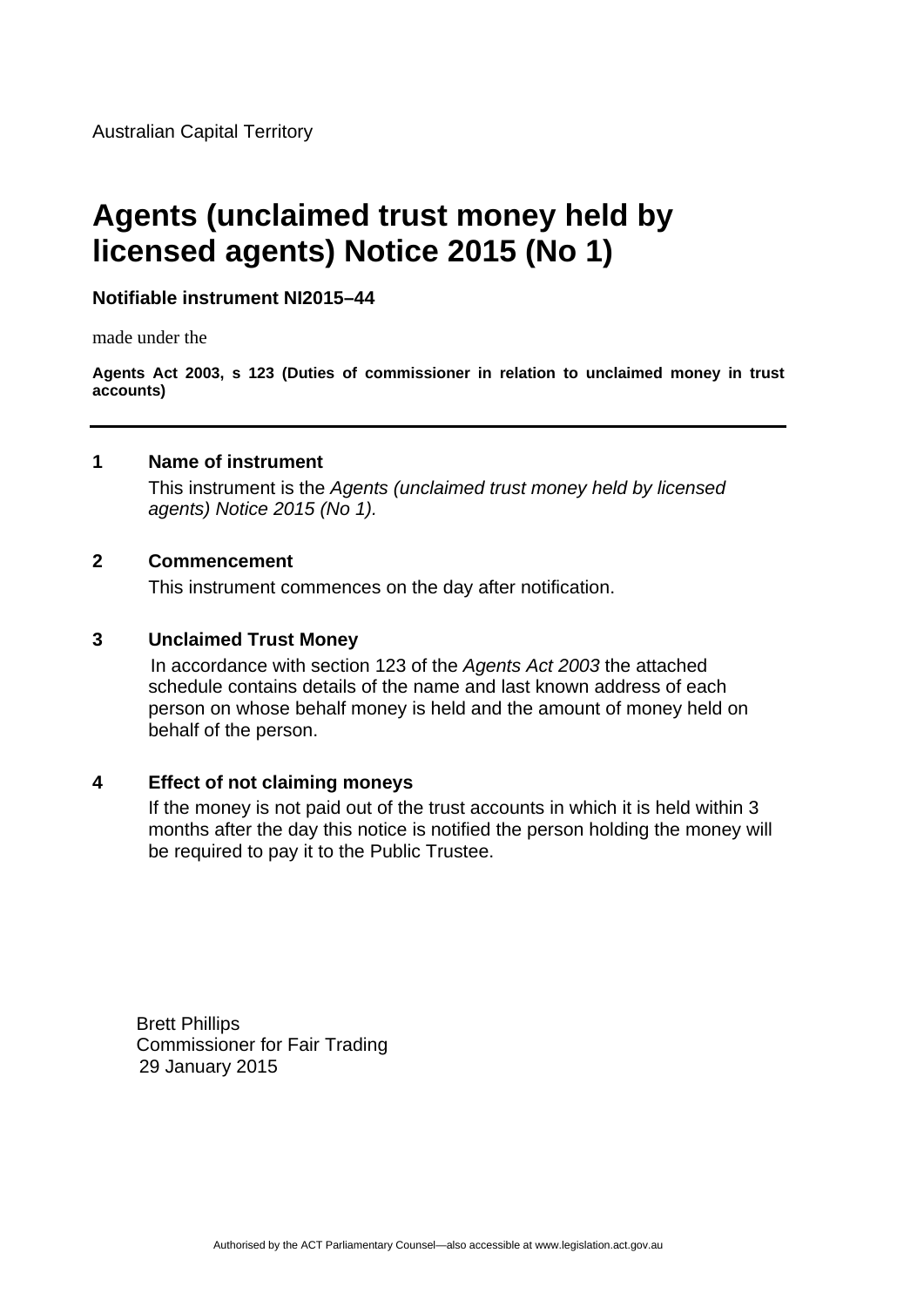Australian Capital Territory

# Agents (unclaimed trust money held by licensed agents) Notice 2015 (No 1)

**Notifiable instrument NI2015–44**

made under the

**Agents Act 2003, s 123 (Duties of commissioner in relation to unclaimed money in trust accounts)**

---

## 1 Name of instrument

This instrument is the *Agents (unclaimed trust money held by licensed agents) Notice 2015 (No 1)*.

## 2 Commencement

This instrument commences on the day after notification.

## 3 Unclaimed Trust Money

In accordance with section 123 of the *Agents Act 2003* the attached schedule contains details of the name and last known address of each person on whose behalf money is held and the amount of money held on behalf of the person.

## 4 Effect of not claiming moneys

If the money is not paid out of the trust accounts in which it is held within 3 months after the day this notice is notified the person holding the money will be required to pay it to the Public Trustee.

Brett Phillips
Commissioner for Fair Trading
29 January 2015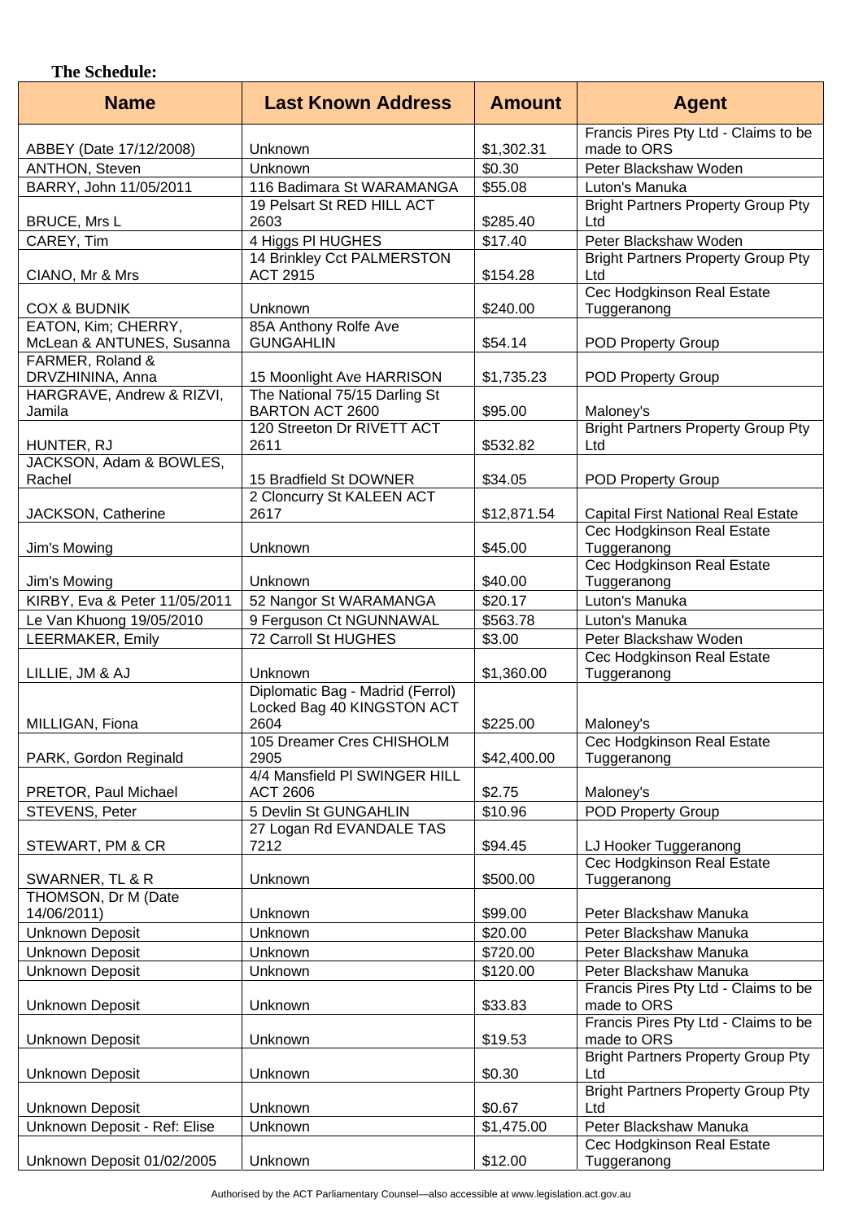**The Schedule:**

| Name | Last Known Address | Amount | Agent |
|---|---|---|---|
| ABBEY (Date 17/12/2008) | Unknown | $1,302.31 | Francis Pires Pty Ltd - Claims to be made to ORS |
| ANTHON, Steven | Unknown | $0.30 | Peter Blackshaw Woden |
| BARRY, John 11/05/2011 | 116 Badimara St WARAMANGA | $55.08 | Luton's Manuka |
| BRUCE, Mrs L | 19 Pelsart St RED HILL ACT 2603 | $285.40 | Bright Partners Property Group Pty Ltd |
| CAREY, Tim | 4 Higgs Pl HUGHES | $17.40 | Peter Blackshaw Woden |
| CIANO, Mr & Mrs | 14 Brinkley Cct PALMERSTON ACT 2915 | $154.28 | Bright Partners Property Group Pty Ltd |
| COX & BUDNIK | Unknown | $240.00 | Cec Hodgkinson Real Estate Tuggeranong |
| EATON, Kim; CHERRY, McLean & ANTUNES, Susanna | 85A Anthony Rolfe Ave GUNGAHLIN | $54.14 | POD Property Group |
| FARMER, Roland & DRVZHININA, Anna | 15 Moonlight Ave HARRISON | $1,735.23 | POD Property Group |
| HARGRAVE, Andrew & RIZVI, Jamila | The National 75/15 Darling St BARTON ACT 2600 | $95.00 | Maloney's |
| HUNTER, RJ | 120 Streeton Dr RIVETT ACT 2611 | $532.82 | Bright Partners Property Group Pty Ltd |
| JACKSON, Adam & BOWLES, Rachel | 15 Bradfield St DOWNER | $34.05 | POD Property Group |
| JACKSON, Catherine | 2 Cloncurry St KALEEN ACT 2617 | $12,871.54 | Capital First National Real Estate |
| Jim's Mowing | Unknown | $45.00 | Cec Hodgkinson Real Estate Tuggeranong |
| Jim's Mowing | Unknown | $40.00 | Cec Hodgkinson Real Estate Tuggeranong |
| KIRBY, Eva & Peter 11/05/2011 | 52 Nangor St WARAMANGA | $20.17 | Luton's Manuka |
| Le Van Khuong 19/05/2010 | 9 Ferguson Ct NGUNNAWAL | $563.78 | Luton's Manuka |
| LEERMAKER, Emily | 72 Carroll St HUGHES | $3.00 | Peter Blackshaw Woden |
| LILLIE, JM & AJ | Unknown | $1,360.00 | Cec Hodgkinson Real Estate Tuggeranong |
| MILLIGAN, Fiona | Diplomatic Bag - Madrid (Ferrol) Locked Bag 40 KINGSTON ACT 2604 | $225.00 | Maloney's |
| PARK, Gordon Reginald | 105 Dreamer Cres CHISHOLM 2905 | $42,400.00 | Cec Hodgkinson Real Estate Tuggeranong |
| PRETOR, Paul Michael | 4/4 Mansfield Pl SWINGER HILL ACT 2606 | $2.75 | Maloney's |
| STEVENS, Peter | 5 Devlin St GUNGAHLIN | $10.96 | POD Property Group |
| STEWART, PM & CR | 27 Logan Rd EVANDALE TAS 7212 | $94.45 | LJ Hooker Tuggeranong |
| SWARNER, TL & R | Unknown | $500.00 | Cec Hodgkinson Real Estate Tuggeranong |
| THOMSON, Dr M (Date 14/06/2011) | Unknown | $99.00 | Peter Blackshaw Manuka |
| Unknown Deposit | Unknown | $20.00 | Peter Blackshaw Manuka |
| Unknown Deposit | Unknown | $720.00 | Peter Blackshaw Manuka |
| Unknown Deposit | Unknown | $120.00 | Peter Blackshaw Manuka |
| Unknown Deposit | Unknown | $33.83 | Francis Pires Pty Ltd - Claims to be made to ORS |
| Unknown Deposit | Unknown | $19.53 | Francis Pires Pty Ltd - Claims to be made to ORS |
| Unknown Deposit | Unknown | $0.30 | Bright Partners Property Group Pty Ltd |
| Unknown Deposit | Unknown | $0.67 | Bright Partners Property Group Pty Ltd |
| Unknown Deposit - Ref: Elise | Unknown | $1,475.00 | Peter Blackshaw Manuka |
| Unknown Deposit 01/02/2005 | Unknown | $12.00 | Cec Hodgkinson Real Estate Tuggeranong |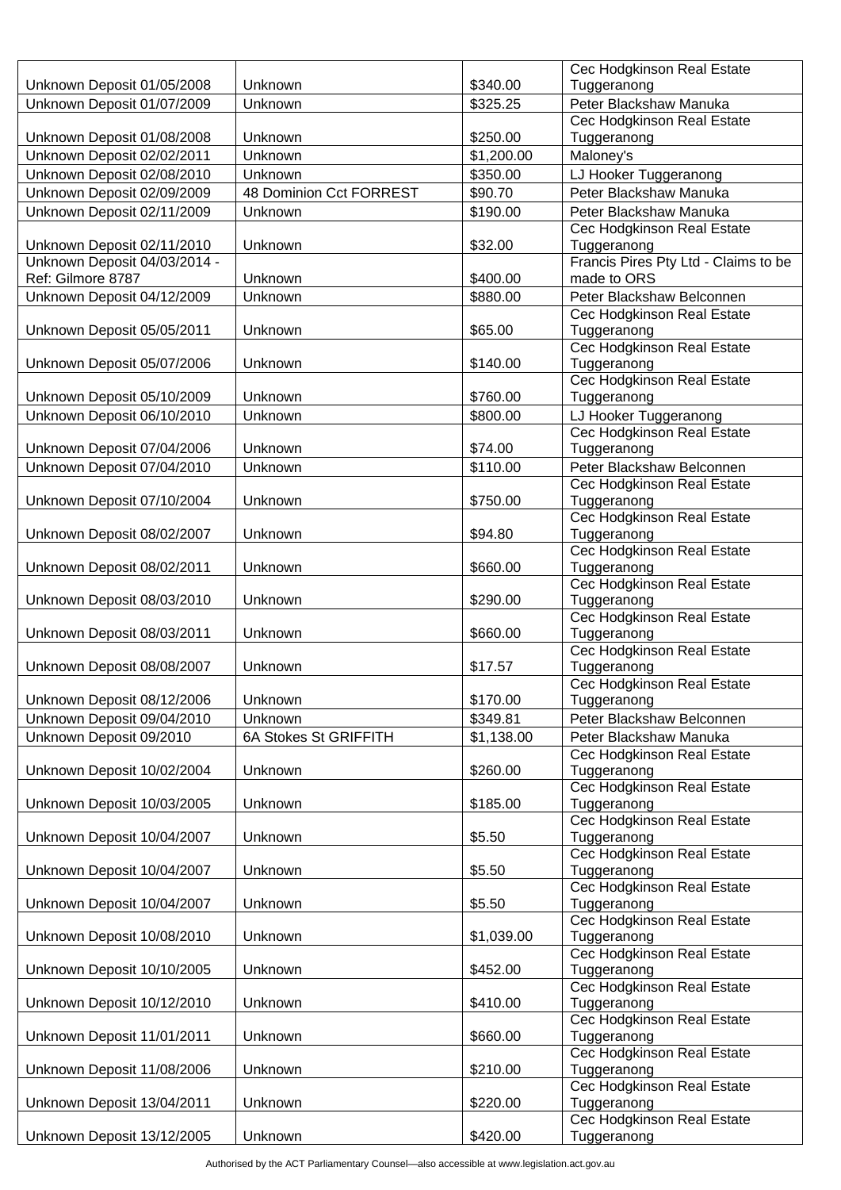| Unknown Deposit 01/05/2008 | Unknown | $340.00 | Cec Hodgkinson Real Estate Tuggeranong |
|---|---|---|---|
| Unknown Deposit 01/07/2009 | Unknown | $325.25 | Peter Blackshaw Manuka |
| Unknown Deposit 01/08/2008 | Unknown | $250.00 | Cec Hodgkinson Real Estate Tuggeranong |
| Unknown Deposit 02/02/2011 | Unknown | $1,200.00 | Maloney's |
| Unknown Deposit 02/08/2010 | Unknown | $350.00 | LJ Hooker Tuggeranong |
| Unknown Deposit 02/09/2009 | 48 Dominion Cct FORREST | $90.70 | Peter Blackshaw Manuka |
| Unknown Deposit 02/11/2009 | Unknown | $190.00 | Peter Blackshaw Manuka |
| Unknown Deposit 02/11/2010 | Unknown | $32.00 | Cec Hodgkinson Real Estate Tuggeranong |
| Unknown Deposit 04/03/2014 - Ref: Gilmore 8787 | Unknown | $400.00 | Francis Pires Pty Ltd - Claims to be made to ORS |
| Unknown Deposit 04/12/2009 | Unknown | $880.00 | Peter Blackshaw Belconnen |
| Unknown Deposit 05/05/2011 | Unknown | $65.00 | Cec Hodgkinson Real Estate Tuggeranong |
| Unknown Deposit 05/07/2006 | Unknown | $140.00 | Cec Hodgkinson Real Estate Tuggeranong |
| Unknown Deposit 05/10/2009 | Unknown | $760.00 | Cec Hodgkinson Real Estate Tuggeranong |
| Unknown Deposit 06/10/2010 | Unknown | $800.00 | LJ Hooker Tuggeranong |
| Unknown Deposit 07/04/2006 | Unknown | $74.00 | Cec Hodgkinson Real Estate Tuggeranong |
| Unknown Deposit 07/04/2010 | Unknown | $110.00 | Peter Blackshaw Belconnen |
| Unknown Deposit 07/10/2004 | Unknown | $750.00 | Cec Hodgkinson Real Estate Tuggeranong |
| Unknown Deposit 08/02/2007 | Unknown | $94.80 | Cec Hodgkinson Real Estate Tuggeranong |
| Unknown Deposit 08/02/2011 | Unknown | $660.00 | Cec Hodgkinson Real Estate Tuggeranong |
| Unknown Deposit 08/03/2010 | Unknown | $290.00 | Cec Hodgkinson Real Estate Tuggeranong |
| Unknown Deposit 08/03/2011 | Unknown | $660.00 | Cec Hodgkinson Real Estate Tuggeranong |
| Unknown Deposit 08/08/2007 | Unknown | $17.57 | Cec Hodgkinson Real Estate Tuggeranong |
| Unknown Deposit 08/12/2006 | Unknown | $170.00 | Cec Hodgkinson Real Estate Tuggeranong |
| Unknown Deposit 09/04/2010 | Unknown | $349.81 | Peter Blackshaw Belconnen |
| Unknown Deposit 09/2010 | 6A Stokes St GRIFFITH | $1,138.00 | Peter Blackshaw Manuka |
| Unknown Deposit 10/02/2004 | Unknown | $260.00 | Cec Hodgkinson Real Estate Tuggeranong |
| Unknown Deposit 10/03/2005 | Unknown | $185.00 | Cec Hodgkinson Real Estate Tuggeranong |
| Unknown Deposit 10/04/2007 | Unknown | $5.50 | Cec Hodgkinson Real Estate Tuggeranong |
| Unknown Deposit 10/04/2007 | Unknown | $5.50 | Cec Hodgkinson Real Estate Tuggeranong |
| Unknown Deposit 10/04/2007 | Unknown | $5.50 | Cec Hodgkinson Real Estate Tuggeranong |
| Unknown Deposit 10/08/2010 | Unknown | $1,039.00 | Cec Hodgkinson Real Estate Tuggeranong |
| Unknown Deposit 10/10/2005 | Unknown | $452.00 | Cec Hodgkinson Real Estate Tuggeranong |
| Unknown Deposit 10/12/2010 | Unknown | $410.00 | Cec Hodgkinson Real Estate Tuggeranong |
| Unknown Deposit 11/01/2011 | Unknown | $660.00 | Cec Hodgkinson Real Estate Tuggeranong |
| Unknown Deposit 11/08/2006 | Unknown | $210.00 | Cec Hodgkinson Real Estate Tuggeranong |
| Unknown Deposit 13/04/2011 | Unknown | $220.00 | Cec Hodgkinson Real Estate Tuggeranong |
| Unknown Deposit 13/12/2005 | Unknown | $420.00 | Cec Hodgkinson Real Estate Tuggeranong |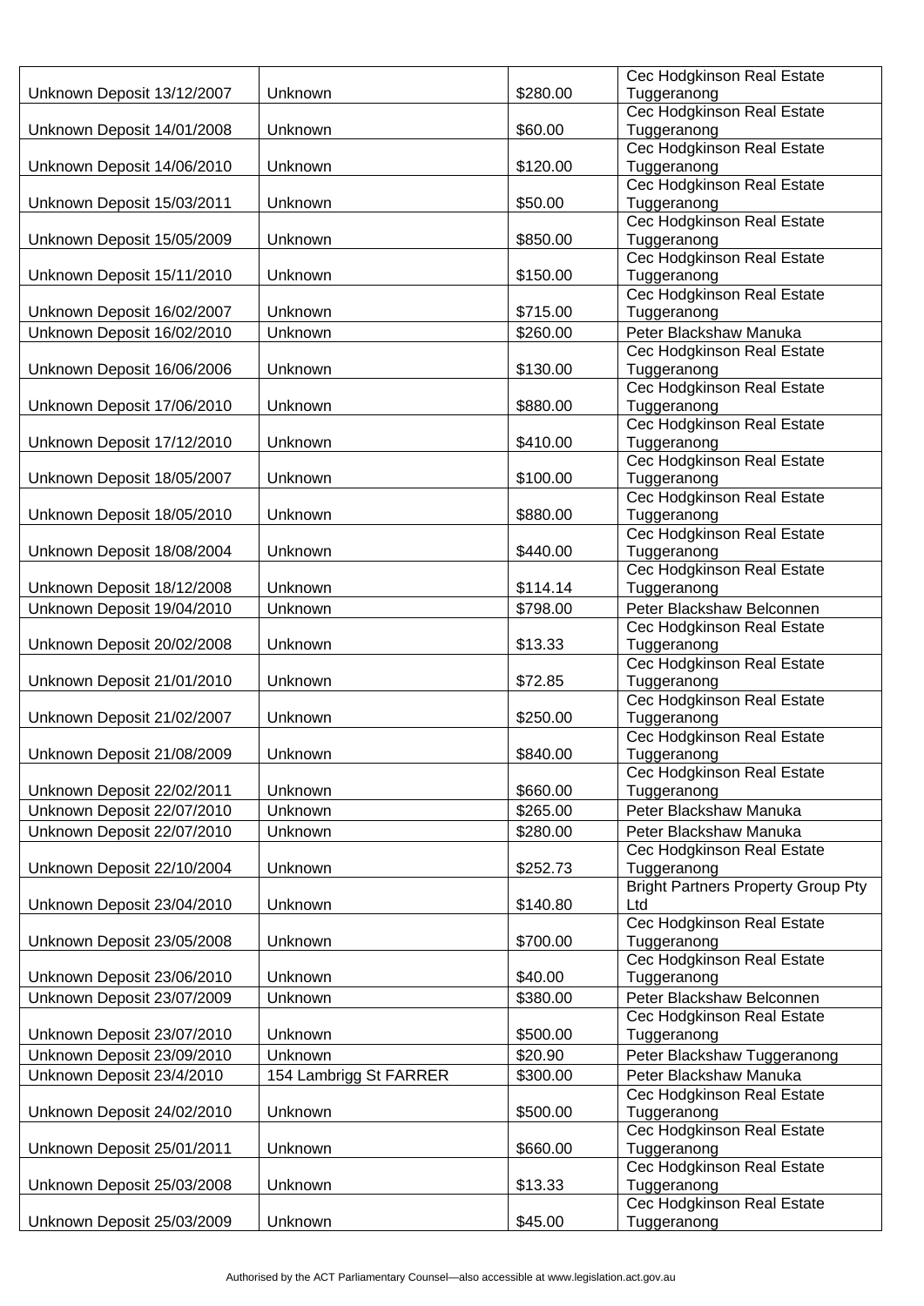| Unknown Deposit 13/12/2007 | Unknown | $280.00 | Cec Hodgkinson Real Estate Tuggeranong |
|---|---|---|---|
| Unknown Deposit 14/01/2008 | Unknown | $60.00 | Cec Hodgkinson Real Estate Tuggeranong |
| Unknown Deposit 14/06/2010 | Unknown | $120.00 | Cec Hodgkinson Real Estate Tuggeranong |
| Unknown Deposit 15/03/2011 | Unknown | $50.00 | Cec Hodgkinson Real Estate Tuggeranong |
| Unknown Deposit 15/05/2009 | Unknown | $850.00 | Cec Hodgkinson Real Estate Tuggeranong |
| Unknown Deposit 15/11/2010 | Unknown | $150.00 | Cec Hodgkinson Real Estate Tuggeranong |
| Unknown Deposit 16/02/2007 | Unknown | $715.00 | Cec Hodgkinson Real Estate Tuggeranong |
| Unknown Deposit 16/02/2010 | Unknown | $260.00 | Peter Blackshaw Manuka |
| Unknown Deposit 16/06/2006 | Unknown | $130.00 | Cec Hodgkinson Real Estate Tuggeranong |
| Unknown Deposit 17/06/2010 | Unknown | $880.00 | Cec Hodgkinson Real Estate Tuggeranong |
| Unknown Deposit 17/12/2010 | Unknown | $410.00 | Cec Hodgkinson Real Estate Tuggeranong |
| Unknown Deposit 18/05/2007 | Unknown | $100.00 | Cec Hodgkinson Real Estate Tuggeranong |
| Unknown Deposit 18/05/2010 | Unknown | $880.00 | Cec Hodgkinson Real Estate Tuggeranong |
| Unknown Deposit 18/08/2004 | Unknown | $440.00 | Cec Hodgkinson Real Estate Tuggeranong |
| Unknown Deposit 18/12/2008 | Unknown | $114.14 | Cec Hodgkinson Real Estate Tuggeranong |
| Unknown Deposit 19/04/2010 | Unknown | $798.00 | Peter Blackshaw Belconnen |
| Unknown Deposit 20/02/2008 | Unknown | $13.33 | Cec Hodgkinson Real Estate Tuggeranong |
| Unknown Deposit 21/01/2010 | Unknown | $72.85 | Cec Hodgkinson Real Estate Tuggeranong |
| Unknown Deposit 21/02/2007 | Unknown | $250.00 | Cec Hodgkinson Real Estate Tuggeranong |
| Unknown Deposit 21/08/2009 | Unknown | $840.00 | Cec Hodgkinson Real Estate Tuggeranong |
| Unknown Deposit 22/02/2011 | Unknown | $660.00 | Cec Hodgkinson Real Estate Tuggeranong |
| Unknown Deposit 22/07/2010 | Unknown | $265.00 | Peter Blackshaw Manuka |
| Unknown Deposit 22/07/2010 | Unknown | $280.00 | Peter Blackshaw Manuka |
| Unknown Deposit 22/10/2004 | Unknown | $252.73 | Cec Hodgkinson Real Estate Tuggeranong |
| Unknown Deposit 23/04/2010 | Unknown | $140.80 | Bright Partners Property Group Pty Ltd |
| Unknown Deposit 23/05/2008 | Unknown | $700.00 | Cec Hodgkinson Real Estate Tuggeranong |
| Unknown Deposit 23/06/2010 | Unknown | $40.00 | Cec Hodgkinson Real Estate Tuggeranong |
| Unknown Deposit 23/07/2009 | Unknown | $380.00 | Peter Blackshaw Belconnen |
| Unknown Deposit 23/07/2010 | Unknown | $500.00 | Cec Hodgkinson Real Estate Tuggeranong |
| Unknown Deposit 23/09/2010 | Unknown | $20.90 | Peter Blackshaw Tuggeranong |
| Unknown Deposit 23/4/2010 | 154 Lambrigg St FARRER | $300.00 | Peter Blackshaw Manuka |
| Unknown Deposit 24/02/2010 | Unknown | $500.00 | Cec Hodgkinson Real Estate Tuggeranong |
| Unknown Deposit 25/01/2011 | Unknown | $660.00 | Cec Hodgkinson Real Estate Tuggeranong |
| Unknown Deposit 25/03/2008 | Unknown | $13.33 | Cec Hodgkinson Real Estate Tuggeranong |
| Unknown Deposit 25/03/2009 | Unknown | $45.00 | Cec Hodgkinson Real Estate Tuggeranong |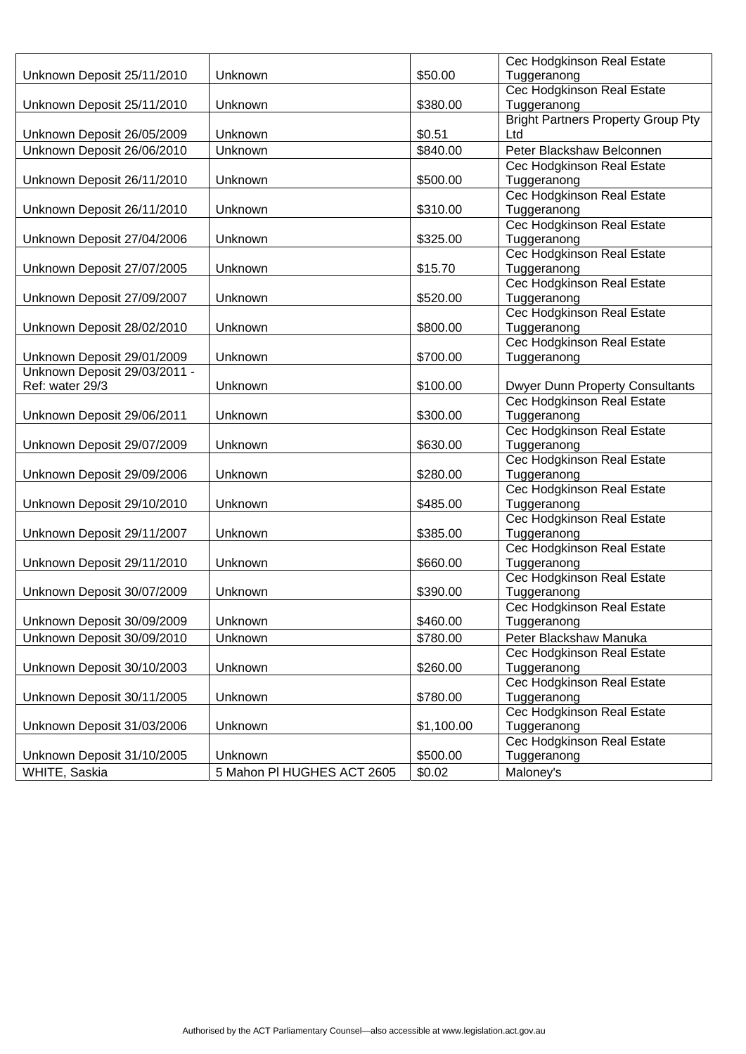| | | | |
|---|---|---|---|
| Unknown Deposit 25/11/2010 | Unknown | $50.00 | Cec Hodgkinson Real Estate Tuggeranong |
| Unknown Deposit 25/11/2010 | Unknown | $380.00 | Cec Hodgkinson Real Estate Tuggeranong |
| Unknown Deposit 26/05/2009 | Unknown | $0.51 | Bright Partners Property Group Pty Ltd |
| Unknown Deposit 26/06/2010 | Unknown | $840.00 | Peter Blackshaw Belconnen |
| Unknown Deposit 26/11/2010 | Unknown | $500.00 | Cec Hodgkinson Real Estate Tuggeranong |
| Unknown Deposit 26/11/2010 | Unknown | $310.00 | Cec Hodgkinson Real Estate Tuggeranong |
| Unknown Deposit 27/04/2006 | Unknown | $325.00 | Cec Hodgkinson Real Estate Tuggeranong |
| Unknown Deposit 27/07/2005 | Unknown | $15.70 | Cec Hodgkinson Real Estate Tuggeranong |
| Unknown Deposit 27/09/2007 | Unknown | $520.00 | Cec Hodgkinson Real Estate Tuggeranong |
| Unknown Deposit 28/02/2010 | Unknown | $800.00 | Cec Hodgkinson Real Estate Tuggeranong |
| Unknown Deposit 29/01/2009 | Unknown | $700.00 | Cec Hodgkinson Real Estate Tuggeranong |
| Unknown Deposit 29/03/2011 - Ref: water 29/3 | Unknown | $100.00 | Dwyer Dunn Property Consultants |
| Unknown Deposit 29/06/2011 | Unknown | $300.00 | Cec Hodgkinson Real Estate Tuggeranong |
| Unknown Deposit 29/07/2009 | Unknown | $630.00 | Cec Hodgkinson Real Estate Tuggeranong |
| Unknown Deposit 29/09/2006 | Unknown | $280.00 | Cec Hodgkinson Real Estate Tuggeranong |
| Unknown Deposit 29/10/2010 | Unknown | $485.00 | Cec Hodgkinson Real Estate Tuggeranong |
| Unknown Deposit 29/11/2007 | Unknown | $385.00 | Cec Hodgkinson Real Estate Tuggeranong |
| Unknown Deposit 29/11/2010 | Unknown | $660.00 | Cec Hodgkinson Real Estate Tuggeranong |
| Unknown Deposit 30/07/2009 | Unknown | $390.00 | Cec Hodgkinson Real Estate Tuggeranong |
| Unknown Deposit 30/09/2009 | Unknown | $460.00 | Cec Hodgkinson Real Estate Tuggeranong |
| Unknown Deposit 30/09/2010 | Unknown | $780.00 | Peter Blackshaw Manuka |
| Unknown Deposit 30/10/2003 | Unknown | $260.00 | Cec Hodgkinson Real Estate Tuggeranong |
| Unknown Deposit 30/11/2005 | Unknown | $780.00 | Cec Hodgkinson Real Estate Tuggeranong |
| Unknown Deposit 31/03/2006 | Unknown | $1,100.00 | Cec Hodgkinson Real Estate Tuggeranong |
| Unknown Deposit 31/10/2005 | Unknown | $500.00 | Cec Hodgkinson Real Estate Tuggeranong |
| WHITE, Saskia | 5 Mahon Pl HUGHES ACT 2605 | $0.02 | Maloney's |